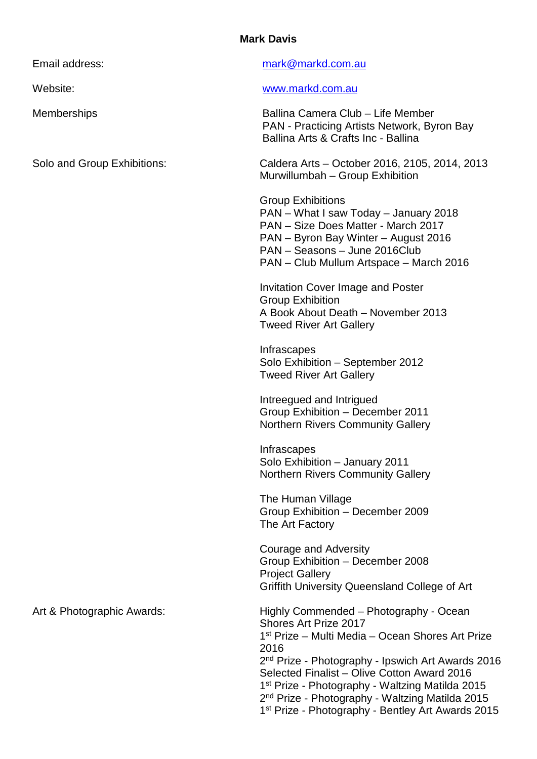**Mark Davis**

| | |
|---|---|
| Email address: | mark@markd.com.au |
| Website: | www.markd.com.au |
| Memberships | Ballina Camera Club – Life Member<br>PAN - Practicing Artists Network, Byron Bay<br>Ballina Arts & Crafts Inc - Ballina |
| Solo and Group Exhibitions: | Caldera Arts – October 2016, 2105, 2014, 2013<br>Murwillumbah – Group Exhibition<br><br>Group Exhibitions<br>PAN – What I saw Today – January 2018<br>PAN – Size Does Matter - March 2017<br>PAN – Byron Bay Winter – August 2016<br>PAN – Seasons – June 2016Club<br>PAN – Club Mullum Artspace – March 2016<br><br>Invitation Cover Image and Poster<br>Group Exhibition<br>A Book About Death – November 2013<br>Tweed River Art Gallery<br><br>Infrascapes<br>Solo Exhibition – September 2012<br>Tweed River Art Gallery<br><br>Intreegued and Intrigued<br>Group Exhibition – December 2011<br>Northern Rivers Community Gallery<br><br>Infrascapes<br>Solo Exhibition – January 2011<br>Northern Rivers Community Gallery<br><br>The Human Village<br>Group Exhibition – December 2009<br>The Art Factory<br><br>Courage and Adversity<br>Group Exhibition – December 2008<br>Project Gallery<br>Griffith University Queensland College of Art |
| Art & Photographic Awards: | Highly Commended – Photography - Ocean Shores Art Prize 2017<br>1st Prize – Multi Media – Ocean Shores Art Prize 2016<br>2nd Prize - Photography - Ipswich Art Awards 2016<br>Selected Finalist – Olive Cotton Award 2016<br>1st Prize - Photography - Waltzing Matilda 2015<br>2nd Prize - Photography - Waltzing Matilda 2015<br>1st Prize - Photography - Bentley Art Awards 2015 |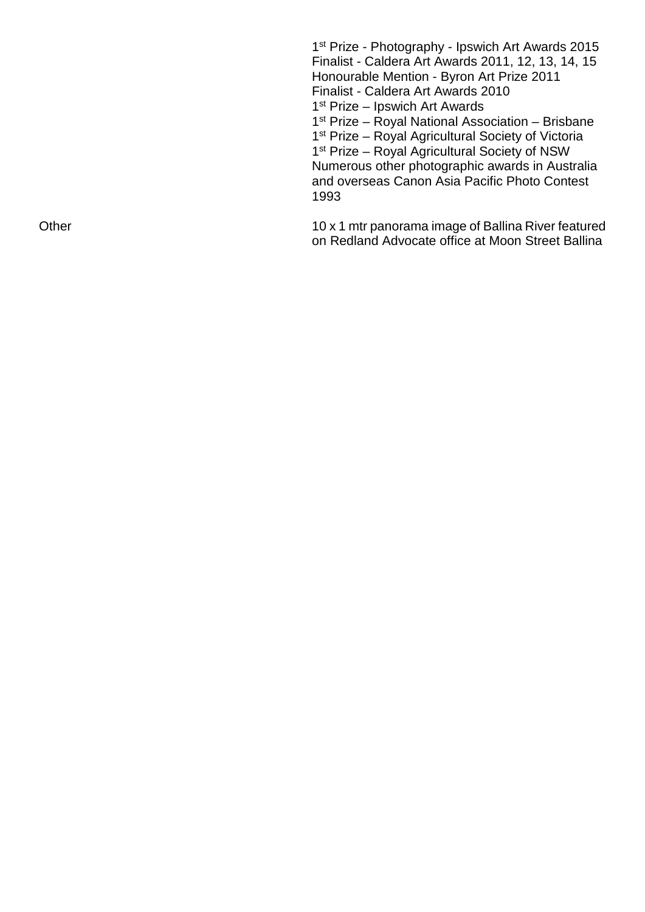| | |
|---|---|
| | 1st Prize - Photography - Ipswich Art Awards 2015<br>Finalist - Caldera Art Awards 2011, 12, 13, 14, 15<br>Honourable Mention - Byron Art Prize 2011<br>Finalist - Caldera Art Awards 2010<br>1st Prize – Ipswich Art Awards<br>1st Prize – Royal National Association – Brisbane<br>1st Prize – Royal Agricultural Society of Victoria<br>1st Prize – Royal Agricultural Society of NSW<br>Numerous other photographic awards in Australia and overseas Canon Asia Pacific Photo Contest 1993 |
| Other | 10 x 1 mtr panorama image of Ballina River featured on Redland Advocate office at Moon Street Ballina |